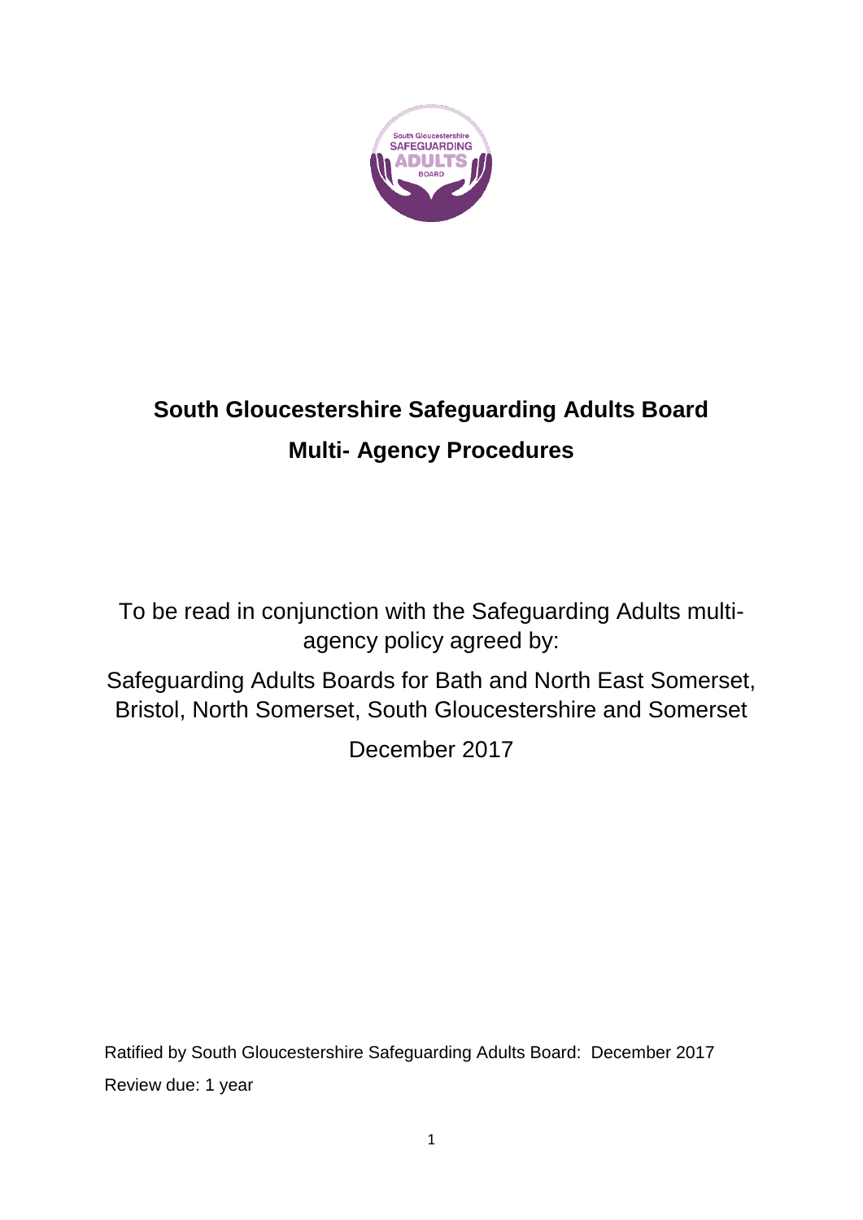# South Gloucestershire Safeguarding Adults Board

## Multi- Agency Procedures

To be read in conjunction with the Safeguarding Adults multi-agency policy agreed by:

Safeguarding Adults Boards for Bath and North East Somerset, Bristol, North Somerset, South Gloucestershire and Somerset

December 2017

Ratified by South Gloucestershire Safeguarding Adults Board: December 2017

Review due: 1 year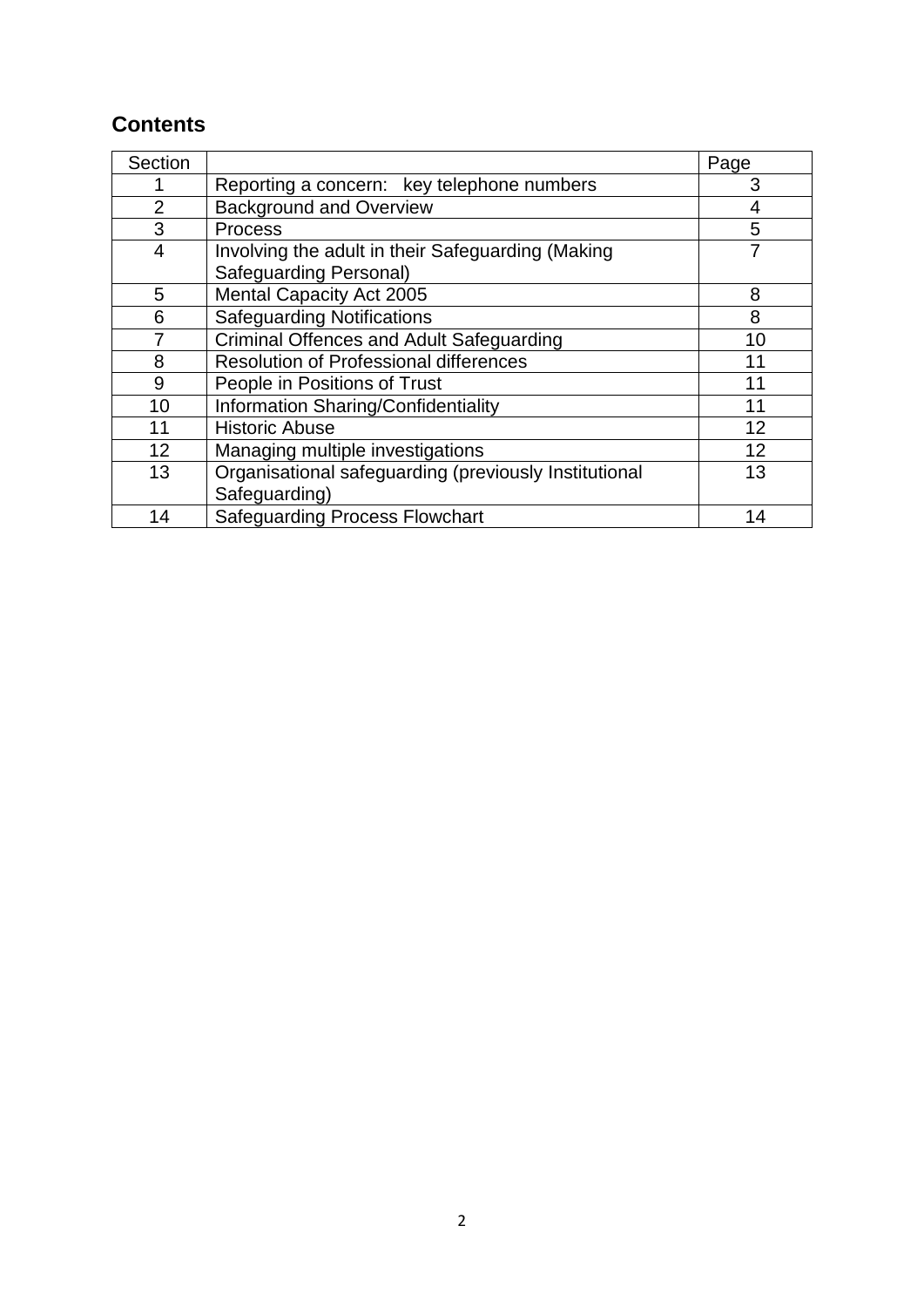## Contents

| Section | | Page |
|---|---|---|
| 1 | Reporting a concern: key telephone numbers | 3 |
| 2 | Background and Overview | 4 |
| 3 | Process | 5 |
| 4 | Involving the adult in their Safeguarding (Making Safeguarding Personal) | 7 |
| 5 | Mental Capacity Act 2005 | 8 |
| 6 | Safeguarding Notifications | 8 |
| 7 | Criminal Offences and Adult Safeguarding | 10 |
| 8 | Resolution of Professional differences | 11 |
| 9 | People in Positions of Trust | 11 |
| 10 | Information Sharing/Confidentiality | 11 |
| 11 | Historic Abuse | 12 |
| 12 | Managing multiple investigations | 12 |
| 13 | Organisational safeguarding (previously Institutional Safeguarding) | 13 |
| 14 | Safeguarding Process Flowchart | 14 |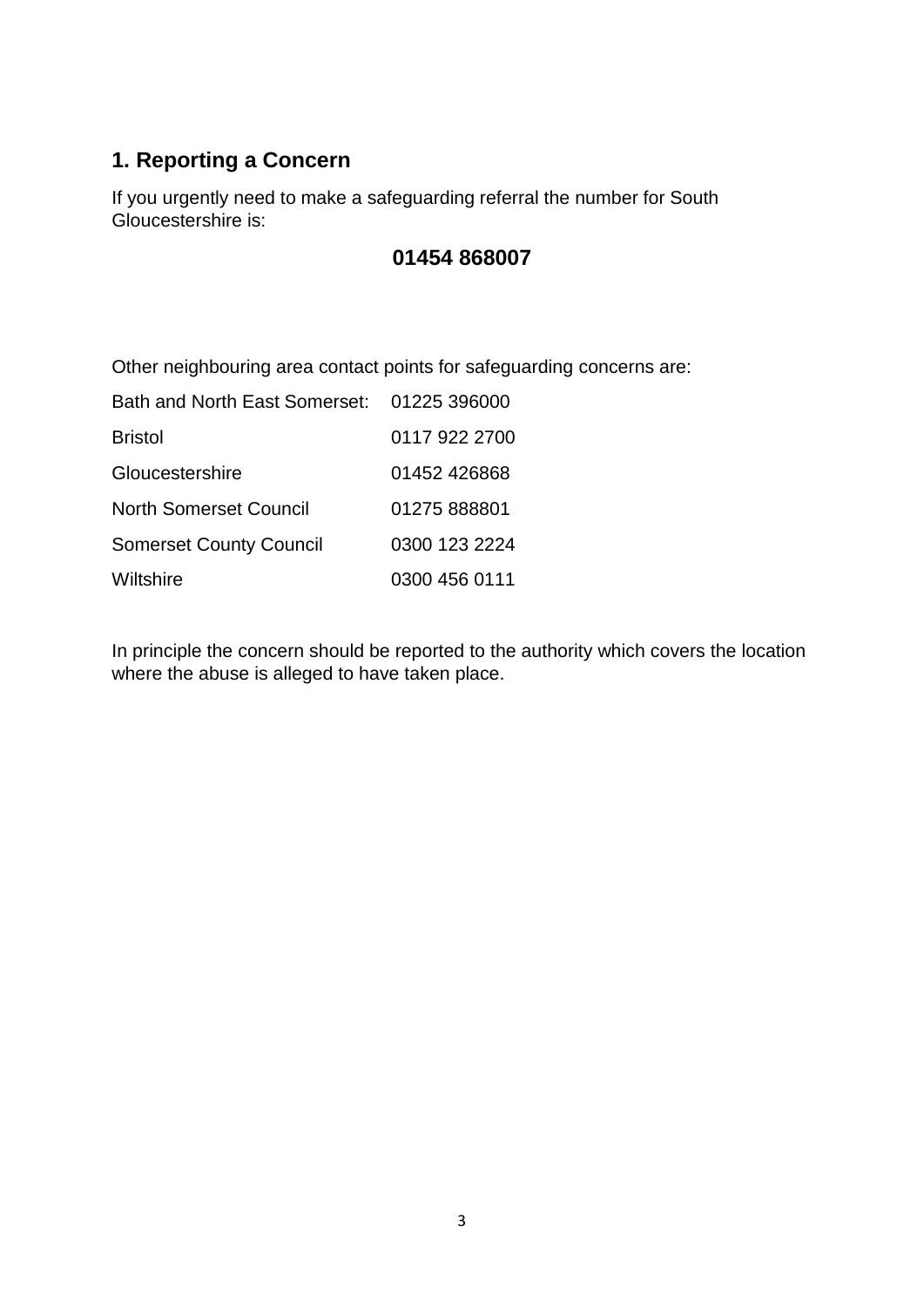## 1. Reporting a Concern

If you urgently need to make a safeguarding referral the number for South Gloucestershire is:

**01454 868007**

Other neighbouring area contact points for safeguarding concerns are:

| | |
|---|---|
| Bath and North East Somerset: | 01225 396000 |
| Bristol | 0117 922 2700 |
| Gloucestershire | 01452 426868 |
| North Somerset Council | 01275 888801 |
| Somerset County Council | 0300 123 2224 |
| Wiltshire | 0300 456 0111 |

In principle the concern should be reported to the authority which covers the location where the abuse is alleged to have taken place.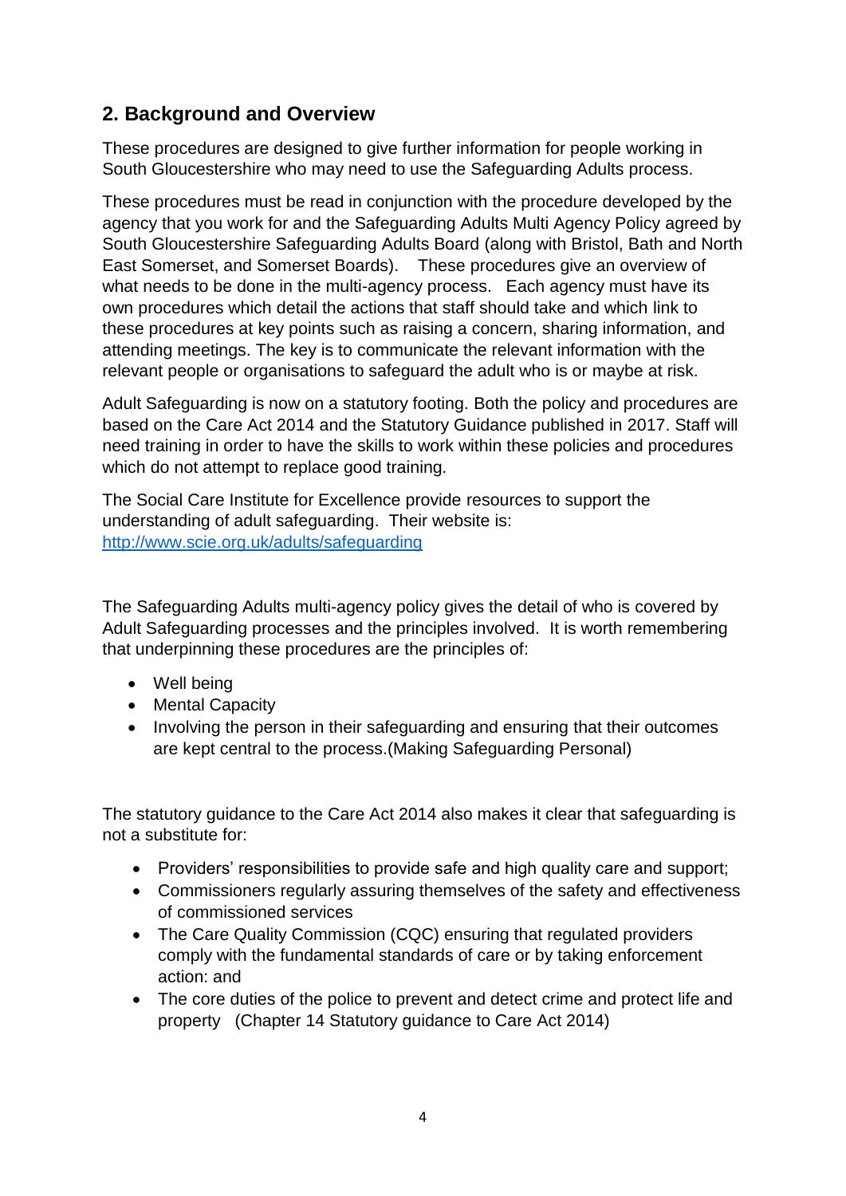## 2. Background and Overview

These procedures are designed to give further information for people working in South Gloucestershire who may need to use the Safeguarding Adults process.

These procedures must be read in conjunction with the procedure developed by the agency that you work for and the Safeguarding Adults Multi Agency Policy agreed by South Gloucestershire Safeguarding Adults Board (along with Bristol, Bath and North East Somerset, and Somerset Boards). These procedures give an overview of what needs to be done in the multi-agency process. Each agency must have its own procedures which detail the actions that staff should take and which link to these procedures at key points such as raising a concern, sharing information, and attending meetings. The key is to communicate the relevant information with the relevant people or organisations to safeguard the adult who is or maybe at risk.

Adult Safeguarding is now on a statutory footing. Both the policy and procedures are based on the Care Act 2014 and the Statutory Guidance published in 2017. Staff will need training in order to have the skills to work within these policies and procedures which do not attempt to replace good training.

The Social Care Institute for Excellence provide resources to support the understanding of adult safeguarding. Their website is: [http://www.scie.org.uk/adults/safeguarding](http://www.scie.org.uk/adults/safeguarding)

The Safeguarding Adults multi-agency policy gives the detail of who is covered by Adult Safeguarding processes and the principles involved. It is worth remembering that underpinning these procedures are the principles of:

- Well being
- Mental Capacity
- Involving the person in their safeguarding and ensuring that their outcomes are kept central to the process.(Making Safeguarding Personal)

The statutory guidance to the Care Act 2014 also makes it clear that safeguarding is not a substitute for:

- Providers' responsibilities to provide safe and high quality care and support;
- Commissioners regularly assuring themselves of the safety and effectiveness of commissioned services
- The Care Quality Commission (CQC) ensuring that regulated providers comply with the fundamental standards of care or by taking enforcement action: and
- The core duties of the police to prevent and detect crime and protect life and property (Chapter 14 Statutory guidance to Care Act 2014)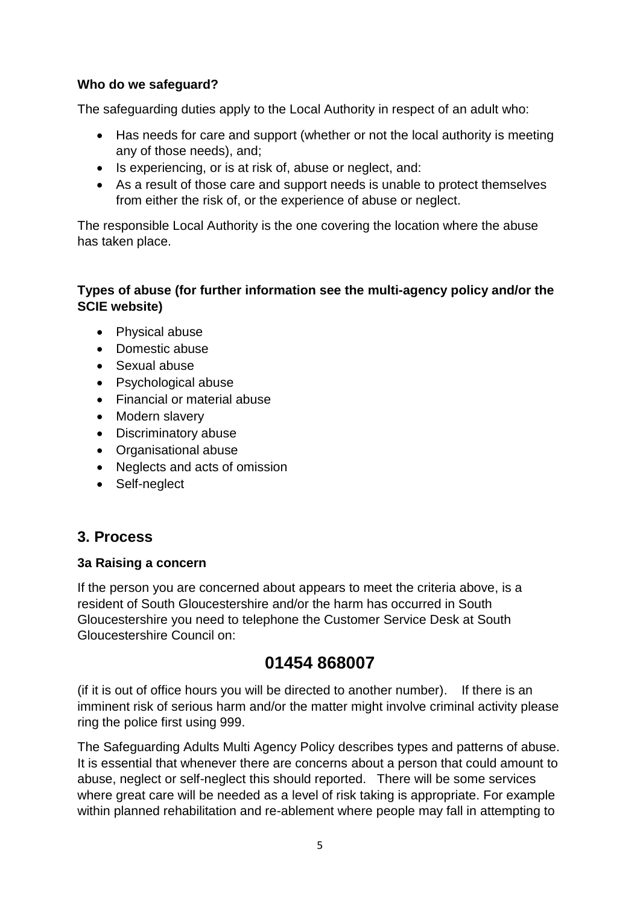**Who do we safeguard?**

The safeguarding duties apply to the Local Authority in respect of an adult who:

- Has needs for care and support (whether or not the local authority is meeting any of those needs), and;
- Is experiencing, or is at risk of, abuse or neglect, and:
- As a result of those care and support needs is unable to protect themselves from either the risk of, or the experience of abuse or neglect.

The responsible Local Authority is the one covering the location where the abuse has taken place.

**Types of abuse (for further information see the multi-agency policy and/or the SCIE website)**

- Physical abuse
- Domestic abuse
- Sexual abuse
- Psychological abuse
- Financial or material abuse
- Modern slavery
- Discriminatory abuse
- Organisational abuse
- Neglects and acts of omission
- Self-neglect

## 3. Process

### 3a Raising a concern

If the person you are concerned about appears to meet the criteria above, is a resident of South Gloucestershire and/or the harm has occurred in South Gloucestershire you need to telephone the Customer Service Desk at South Gloucestershire Council on:

## 01454 868007

(if it is out of office hours you will be directed to another number). If there is an imminent risk of serious harm and/or the matter might involve criminal activity please ring the police first using 999.

The Safeguarding Adults Multi Agency Policy describes types and patterns of abuse. It is essential that whenever there are concerns about a person that could amount to abuse, neglect or self-neglect this should reported. There will be some services where great care will be needed as a level of risk taking is appropriate. For example within planned rehabilitation and re-ablement where people may fall in attempting to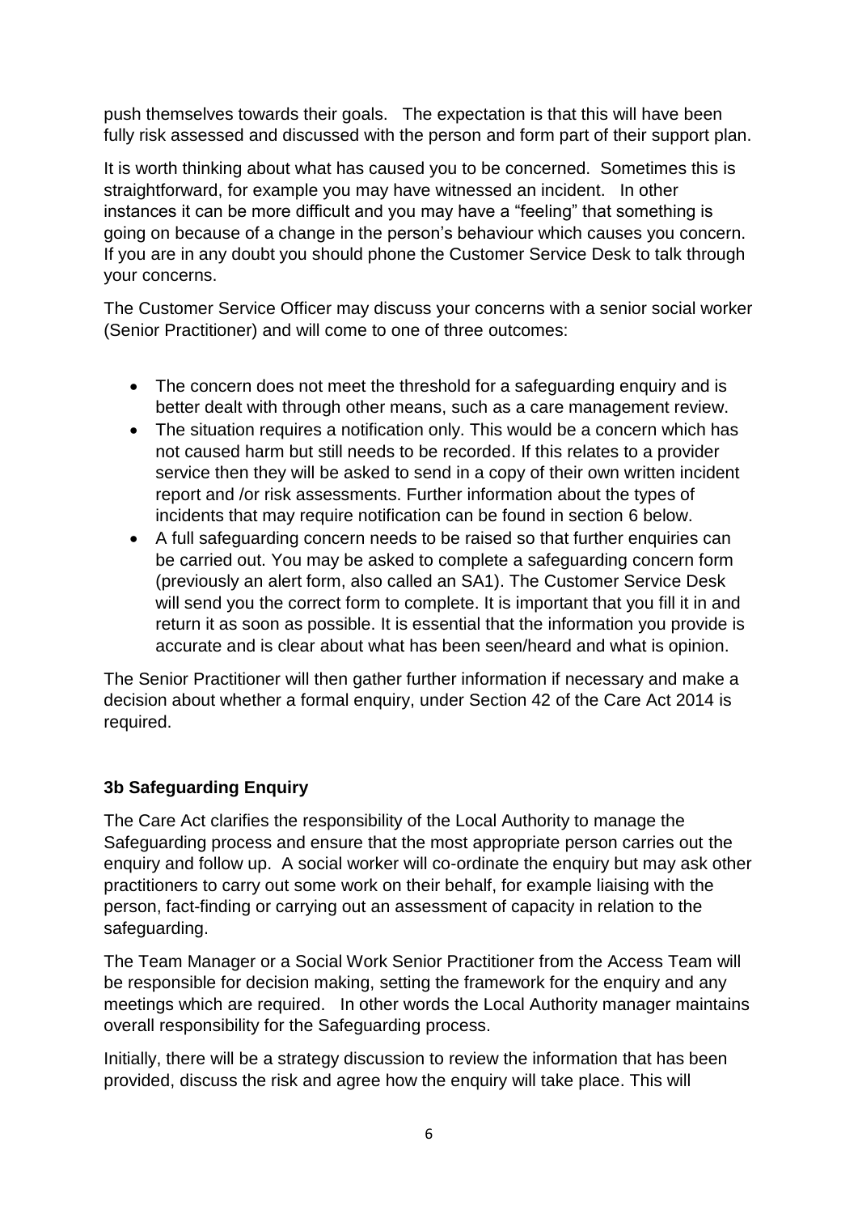push themselves towards their goals. The expectation is that this will have been fully risk assessed and discussed with the person and form part of their support plan.

It is worth thinking about what has caused you to be concerned. Sometimes this is straightforward, for example you may have witnessed an incident. In other instances it can be more difficult and you may have a "feeling" that something is going on because of a change in the person's behaviour which causes you concern. If you are in any doubt you should phone the Customer Service Desk to talk through your concerns.

The Customer Service Officer may discuss your concerns with a senior social worker (Senior Practitioner) and will come to one of three outcomes:

- The concern does not meet the threshold for a safeguarding enquiry and is better dealt with through other means, such as a care management review.
- The situation requires a notification only. This would be a concern which has not caused harm but still needs to be recorded. If this relates to a provider service then they will be asked to send in a copy of their own written incident report and /or risk assessments. Further information about the types of incidents that may require notification can be found in section 6 below.
- A full safeguarding concern needs to be raised so that further enquiries can be carried out. You may be asked to complete a safeguarding concern form (previously an alert form, also called an SA1). The Customer Service Desk will send you the correct form to complete. It is important that you fill it in and return it as soon as possible. It is essential that the information you provide is accurate and is clear about what has been seen/heard and what is opinion.

The Senior Practitioner will then gather further information if necessary and make a decision about whether a formal enquiry, under Section 42 of the Care Act 2014 is required.

### 3b Safeguarding Enquiry

The Care Act clarifies the responsibility of the Local Authority to manage the Safeguarding process and ensure that the most appropriate person carries out the enquiry and follow up. A social worker will co-ordinate the enquiry but may ask other practitioners to carry out some work on their behalf, for example liaising with the person, fact-finding or carrying out an assessment of capacity in relation to the safeguarding.

The Team Manager or a Social Work Senior Practitioner from the Access Team will be responsible for decision making, setting the framework for the enquiry and any meetings which are required. In other words the Local Authority manager maintains overall responsibility for the Safeguarding process.

Initially, there will be a strategy discussion to review the information that has been provided, discuss the risk and agree how the enquiry will take place. This will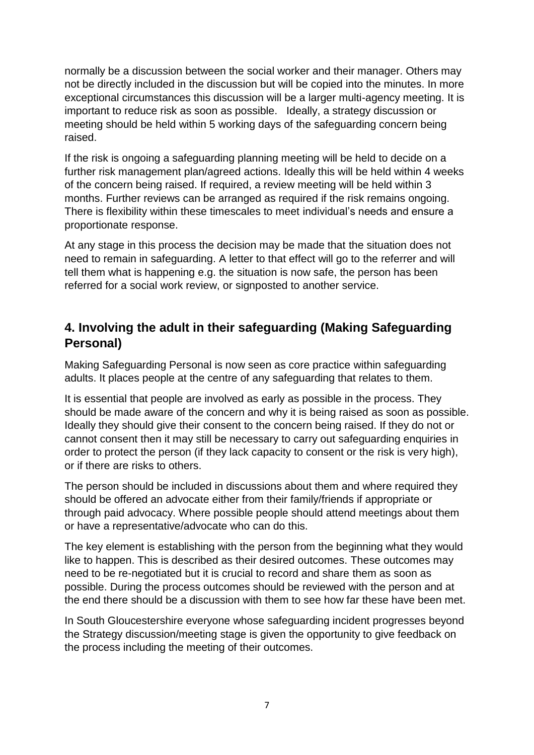normally be a discussion between the social worker and their manager. Others may not be directly included in the discussion but will be copied into the minutes. In more exceptional circumstances this discussion will be a larger multi-agency meeting. It is important to reduce risk as soon as possible. Ideally, a strategy discussion or meeting should be held within 5 working days of the safeguarding concern being raised.

If the risk is ongoing a safeguarding planning meeting will be held to decide on a further risk management plan/agreed actions. Ideally this will be held within 4 weeks of the concern being raised. If required, a review meeting will be held within 3 months. Further reviews can be arranged as required if the risk remains ongoing. There is flexibility within these timescales to meet individual's needs and ensure a proportionate response.

At any stage in this process the decision may be made that the situation does not need to remain in safeguarding. A letter to that effect will go to the referrer and will tell them what is happening e.g. the situation is now safe, the person has been referred for a social work review, or signposted to another service.

## 4. Involving the adult in their safeguarding (Making Safeguarding Personal)

Making Safeguarding Personal is now seen as core practice within safeguarding adults. It places people at the centre of any safeguarding that relates to them.

It is essential that people are involved as early as possible in the process. They should be made aware of the concern and why it is being raised as soon as possible. Ideally they should give their consent to the concern being raised. If they do not or cannot consent then it may still be necessary to carry out safeguarding enquiries in order to protect the person (if they lack capacity to consent or the risk is very high), or if there are risks to others.

The person should be included in discussions about them and where required they should be offered an advocate either from their family/friends if appropriate or through paid advocacy. Where possible people should attend meetings about them or have a representative/advocate who can do this.

The key element is establishing with the person from the beginning what they would like to happen. This is described as their desired outcomes. These outcomes may need to be re-negotiated but it is crucial to record and share them as soon as possible. During the process outcomes should be reviewed with the person and at the end there should be a discussion with them to see how far these have been met.

In South Gloucestershire everyone whose safeguarding incident progresses beyond the Strategy discussion/meeting stage is given the opportunity to give feedback on the process including the meeting of their outcomes.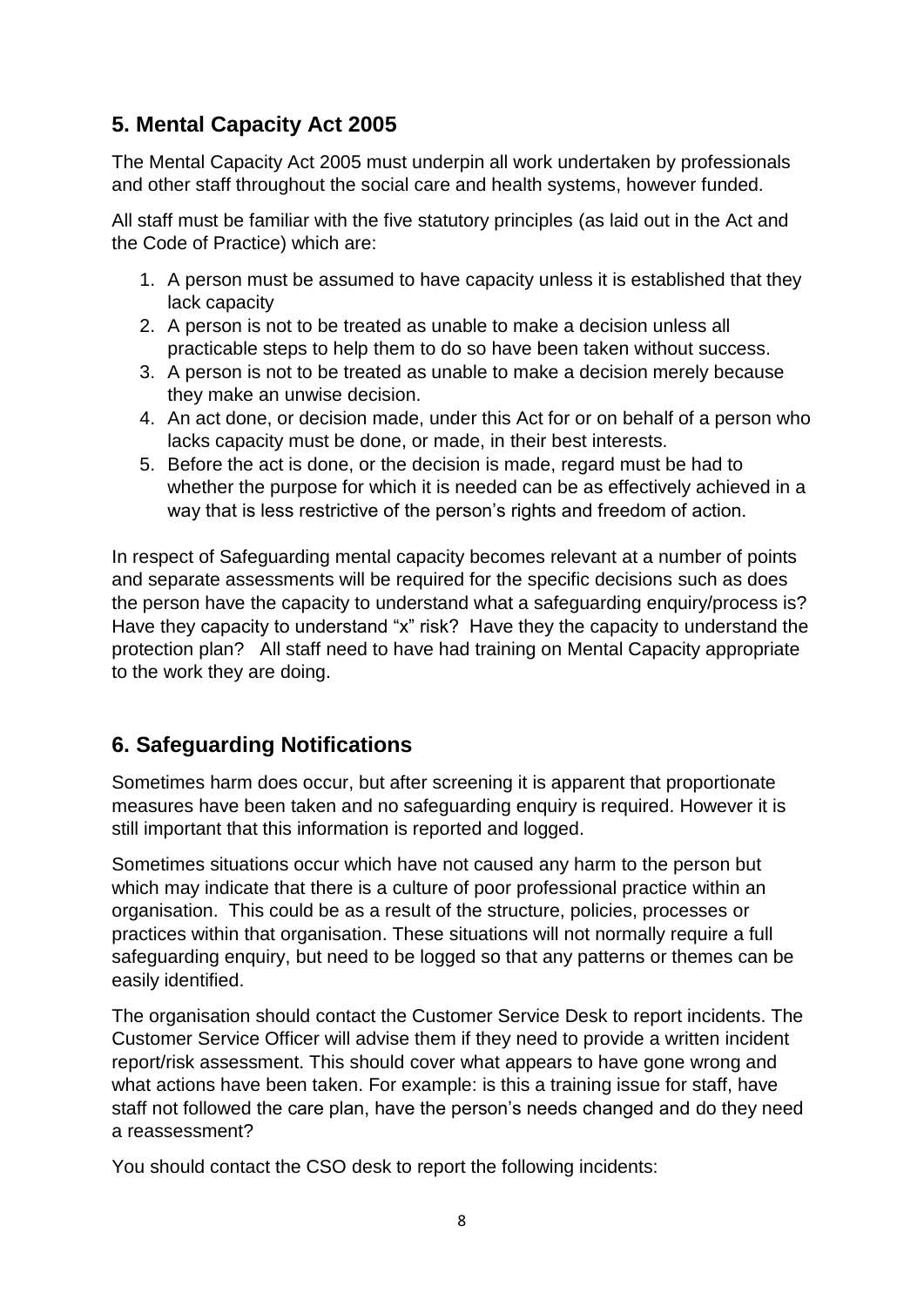## 5. Mental Capacity Act 2005

The Mental Capacity Act 2005 must underpin all work undertaken by professionals and other staff throughout the social care and health systems, however funded.

All staff must be familiar with the five statutory principles (as laid out in the Act and the Code of Practice) which are:

1. A person must be assumed to have capacity unless it is established that they lack capacity
2. A person is not to be treated as unable to make a decision unless all practicable steps to help them to do so have been taken without success.
3. A person is not to be treated as unable to make a decision merely because they make an unwise decision.
4. An act done, or decision made, under this Act for or on behalf of a person who lacks capacity must be done, or made, in their best interests.
5. Before the act is done, or the decision is made, regard must be had to whether the purpose for which it is needed can be as effectively achieved in a way that is less restrictive of the person's rights and freedom of action.

In respect of Safeguarding mental capacity becomes relevant at a number of points and separate assessments will be required for the specific decisions such as does the person have the capacity to understand what a safeguarding enquiry/process is? Have they capacity to understand "x" risk? Have they the capacity to understand the protection plan? All staff need to have had training on Mental Capacity appropriate to the work they are doing.

## 6. Safeguarding Notifications

Sometimes harm does occur, but after screening it is apparent that proportionate measures have been taken and no safeguarding enquiry is required. However it is still important that this information is reported and logged.

Sometimes situations occur which have not caused any harm to the person but which may indicate that there is a culture of poor professional practice within an organisation. This could be as a result of the structure, policies, processes or practices within that organisation. These situations will not normally require a full safeguarding enquiry, but need to be logged so that any patterns or themes can be easily identified.

The organisation should contact the Customer Service Desk to report incidents. The Customer Service Officer will advise them if they need to provide a written incident report/risk assessment. This should cover what appears to have gone wrong and what actions have been taken. For example: is this a training issue for staff, have staff not followed the care plan, have the person's needs changed and do they need a reassessment?

You should contact the CSO desk to report the following incidents: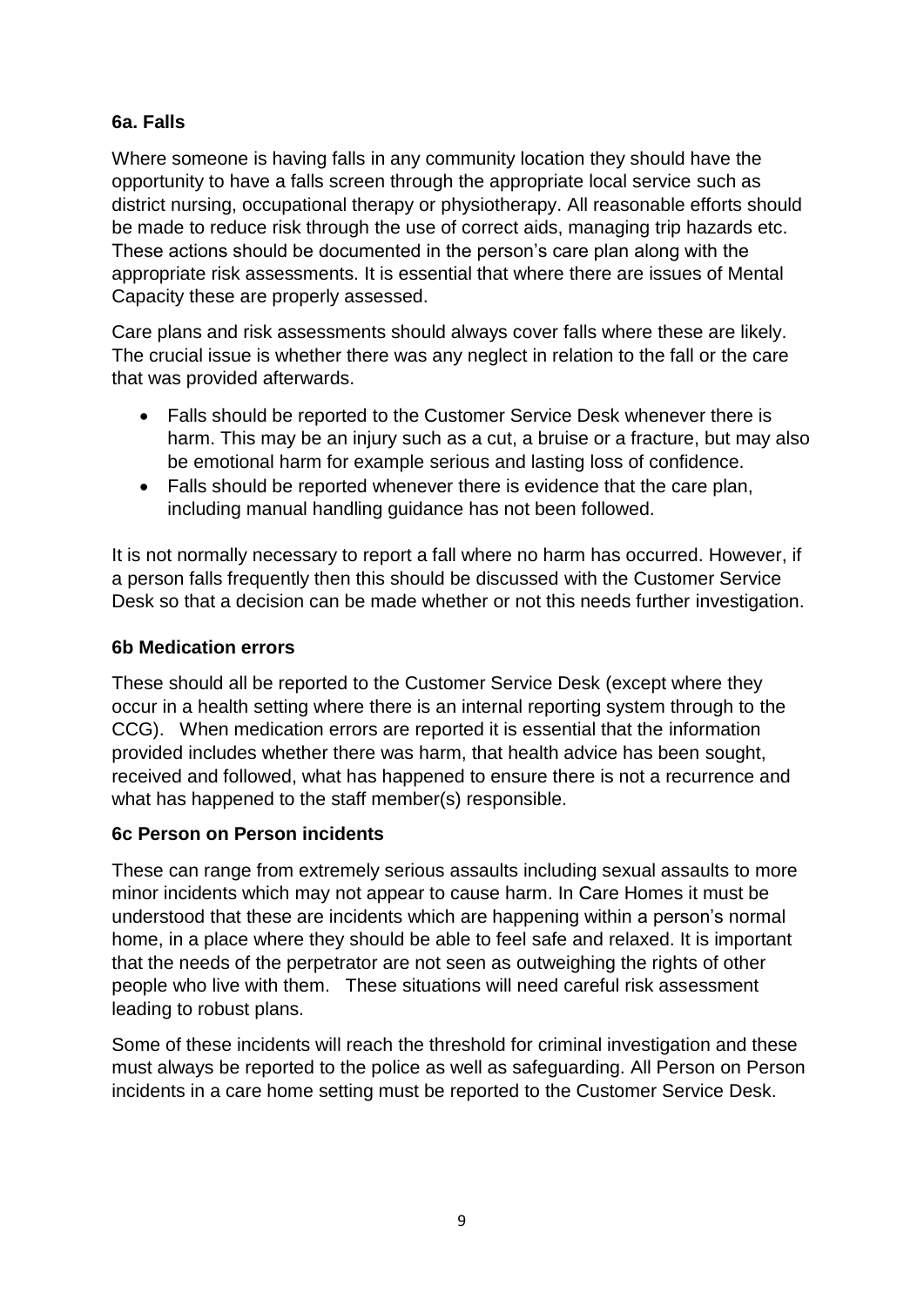### 6a. Falls

Where someone is having falls in any community location they should have the opportunity to have a falls screen through the appropriate local service such as district nursing, occupational therapy or physiotherapy. All reasonable efforts should be made to reduce risk through the use of correct aids, managing trip hazards etc. These actions should be documented in the person's care plan along with the appropriate risk assessments. It is essential that where there are issues of Mental Capacity these are properly assessed.

Care plans and risk assessments should always cover falls where these are likely. The crucial issue is whether there was any neglect in relation to the fall or the care that was provided afterwards.

- Falls should be reported to the Customer Service Desk whenever there is harm. This may be an injury such as a cut, a bruise or a fracture, but may also be emotional harm for example serious and lasting loss of confidence.
- Falls should be reported whenever there is evidence that the care plan, including manual handling guidance has not been followed.

It is not normally necessary to report a fall where no harm has occurred. However, if a person falls frequently then this should be discussed with the Customer Service Desk so that a decision can be made whether or not this needs further investigation.

### 6b Medication errors

These should all be reported to the Customer Service Desk (except where they occur in a health setting where there is an internal reporting system through to the CCG). When medication errors are reported it is essential that the information provided includes whether there was harm, that health advice has been sought, received and followed, what has happened to ensure there is not a recurrence and what has happened to the staff member(s) responsible.

### 6c Person on Person incidents

These can range from extremely serious assaults including sexual assaults to more minor incidents which may not appear to cause harm. In Care Homes it must be understood that these are incidents which are happening within a person's normal home, in a place where they should be able to feel safe and relaxed. It is important that the needs of the perpetrator are not seen as outweighing the rights of other people who live with them. These situations will need careful risk assessment leading to robust plans.

Some of these incidents will reach the threshold for criminal investigation and these must always be reported to the police as well as safeguarding. All Person on Person incidents in a care home setting must be reported to the Customer Service Desk.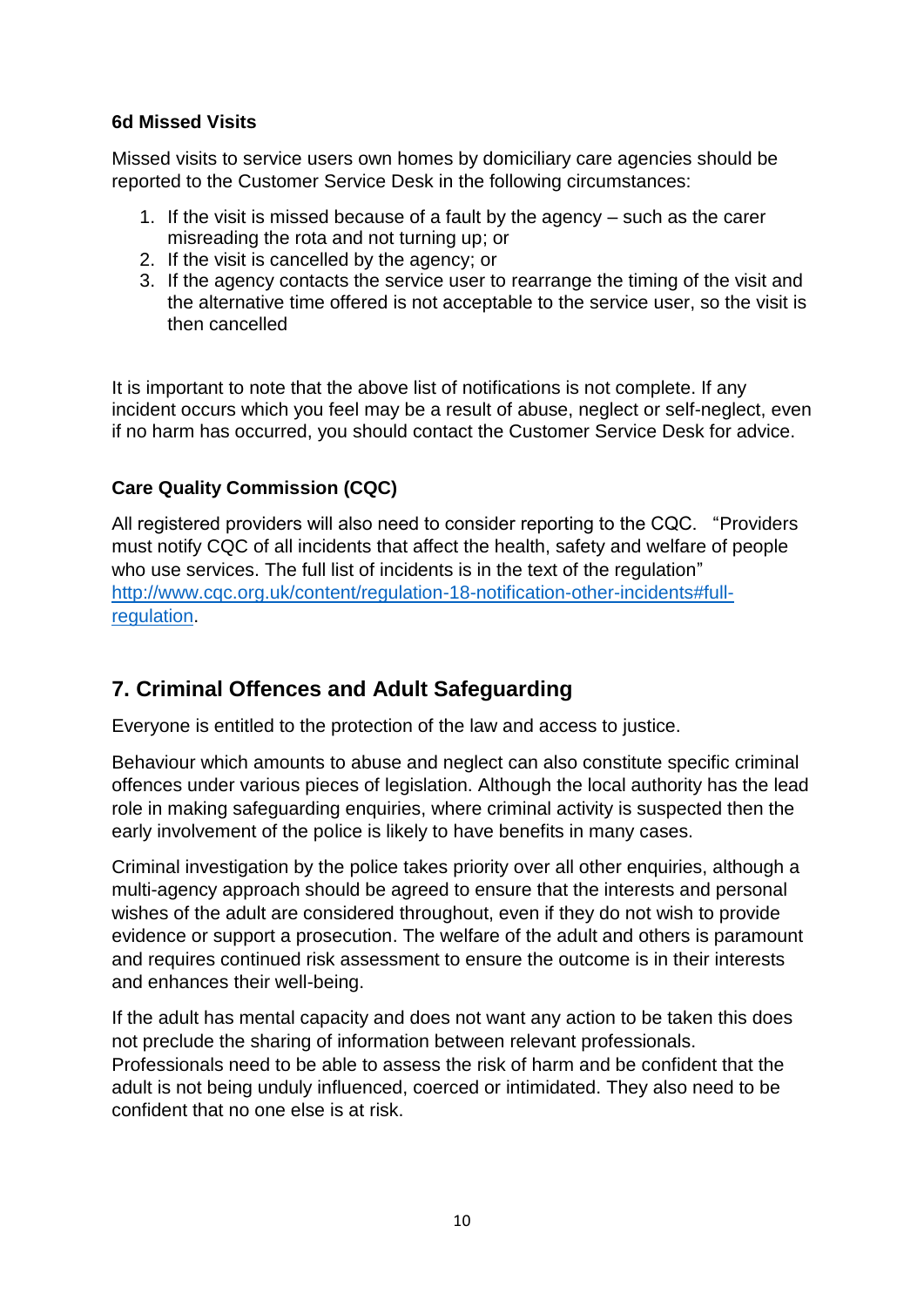### 6d Missed Visits

Missed visits to service users own homes by domiciliary care agencies should be reported to the Customer Service Desk in the following circumstances:

1. If the visit is missed because of a fault by the agency – such as the carer misreading the rota and not turning up; or
2. If the visit is cancelled by the agency; or
3. If the agency contacts the service user to rearrange the timing of the visit and the alternative time offered is not acceptable to the service user, so the visit is then cancelled

It is important to note that the above list of notifications is not complete. If any incident occurs which you feel may be a result of abuse, neglect or self-neglect, even if no harm has occurred, you should contact the Customer Service Desk for advice.

### Care Quality Commission (CQC)

All registered providers will also need to consider reporting to the CQC. "Providers must notify CQC of all incidents that affect the health, safety and welfare of people who use services. The full list of incidents is in the text of the regulation" [http://www.cqc.org.uk/content/regulation-18-notification-other-incidents#full-regulation](http://www.cqc.org.uk/content/regulation-18-notification-other-incidents#full-regulation).

## 7. Criminal Offences and Adult Safeguarding

Everyone is entitled to the protection of the law and access to justice.

Behaviour which amounts to abuse and neglect can also constitute specific criminal offences under various pieces of legislation. Although the local authority has the lead role in making safeguarding enquiries, where criminal activity is suspected then the early involvement of the police is likely to have benefits in many cases.

Criminal investigation by the police takes priority over all other enquiries, although a multi-agency approach should be agreed to ensure that the interests and personal wishes of the adult are considered throughout, even if they do not wish to provide evidence or support a prosecution. The welfare of the adult and others is paramount and requires continued risk assessment to ensure the outcome is in their interests and enhances their well-being.

If the adult has mental capacity and does not want any action to be taken this does not preclude the sharing of information between relevant professionals. Professionals need to be able to assess the risk of harm and be confident that the adult is not being unduly influenced, coerced or intimidated. They also need to be confident that no one else is at risk.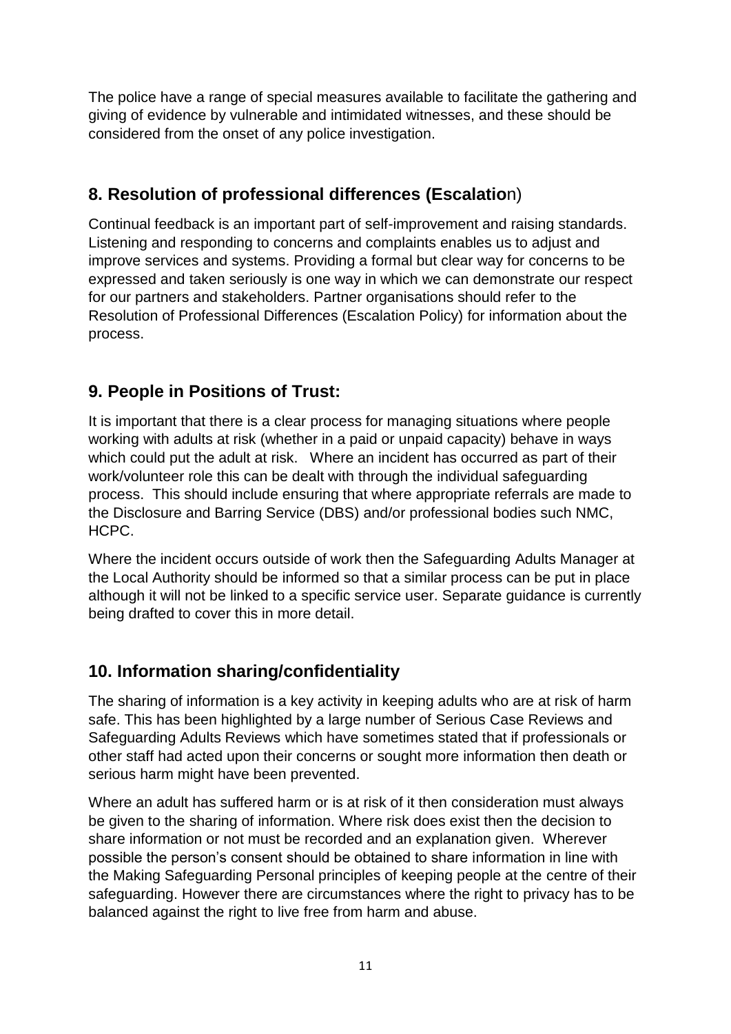The police have a range of special measures available to facilitate the gathering and giving of evidence by vulnerable and intimidated witnesses, and these should be considered from the onset of any police investigation.

## 8. Resolution of professional differences (Escalation)

Continual feedback is an important part of self-improvement and raising standards. Listening and responding to concerns and complaints enables us to adjust and improve services and systems. Providing a formal but clear way for concerns to be expressed and taken seriously is one way in which we can demonstrate our respect for our partners and stakeholders. Partner organisations should refer to the Resolution of Professional Differences (Escalation Policy) for information about the process.

## 9. People in Positions of Trust:

It is important that there is a clear process for managing situations where people working with adults at risk (whether in a paid or unpaid capacity) behave in ways which could put the adult at risk. Where an incident has occurred as part of their work/volunteer role this can be dealt with through the individual safeguarding process. This should include ensuring that where appropriate referrals are made to the Disclosure and Barring Service (DBS) and/or professional bodies such NMC, HCPC.

Where the incident occurs outside of work then the Safeguarding Adults Manager at the Local Authority should be informed so that a similar process can be put in place although it will not be linked to a specific service user. Separate guidance is currently being drafted to cover this in more detail.

## 10. Information sharing/confidentiality

The sharing of information is a key activity in keeping adults who are at risk of harm safe. This has been highlighted by a large number of Serious Case Reviews and Safeguarding Adults Reviews which have sometimes stated that if professionals or other staff had acted upon their concerns or sought more information then death or serious harm might have been prevented.

Where an adult has suffered harm or is at risk of it then consideration must always be given to the sharing of information. Where risk does exist then the decision to share information or not must be recorded and an explanation given. Wherever possible the person's consent should be obtained to share information in line with the Making Safeguarding Personal principles of keeping people at the centre of their safeguarding. However there are circumstances where the right to privacy has to be balanced against the right to live free from harm and abuse.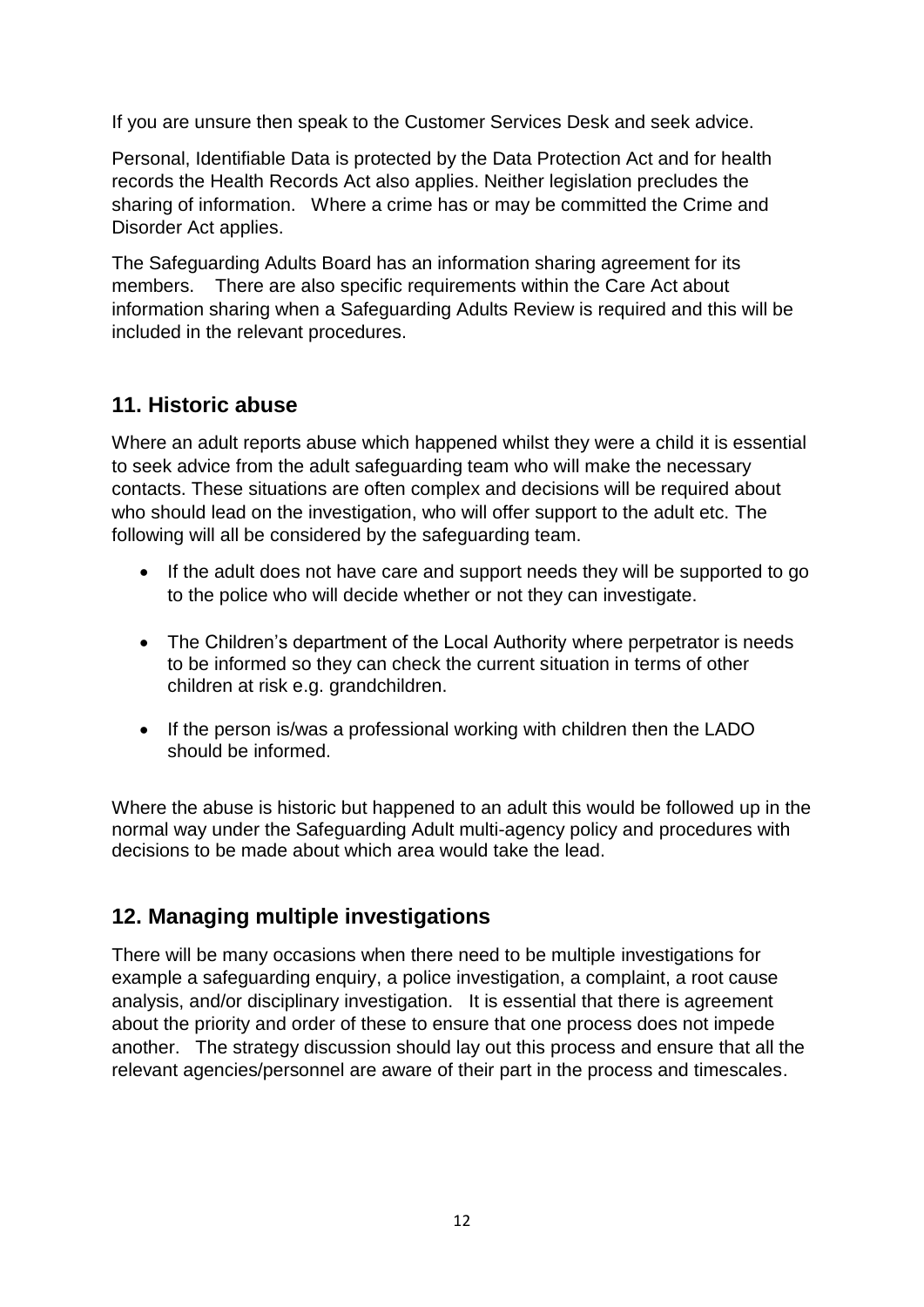If you are unsure then speak to the Customer Services Desk and seek advice.

Personal, Identifiable Data is protected by the Data Protection Act and for health records the Health Records Act also applies. Neither legislation precludes the sharing of information. Where a crime has or may be committed the Crime and Disorder Act applies.

The Safeguarding Adults Board has an information sharing agreement for its members. There are also specific requirements within the Care Act about information sharing when a Safeguarding Adults Review is required and this will be included in the relevant procedures.

## 11. Historic abuse

Where an adult reports abuse which happened whilst they were a child it is essential to seek advice from the adult safeguarding team who will make the necessary contacts. These situations are often complex and decisions will be required about who should lead on the investigation, who will offer support to the adult etc. The following will all be considered by the safeguarding team.

- If the adult does not have care and support needs they will be supported to go to the police who will decide whether or not they can investigate.
- The Children's department of the Local Authority where perpetrator is needs to be informed so they can check the current situation in terms of other children at risk e.g. grandchildren.
- If the person is/was a professional working with children then the LADO should be informed.

Where the abuse is historic but happened to an adult this would be followed up in the normal way under the Safeguarding Adult multi-agency policy and procedures with decisions to be made about which area would take the lead.

## 12. Managing multiple investigations

There will be many occasions when there need to be multiple investigations for example a safeguarding enquiry, a police investigation, a complaint, a root cause analysis, and/or disciplinary investigation. It is essential that there is agreement about the priority and order of these to ensure that one process does not impede another. The strategy discussion should lay out this process and ensure that all the relevant agencies/personnel are aware of their part in the process and timescales.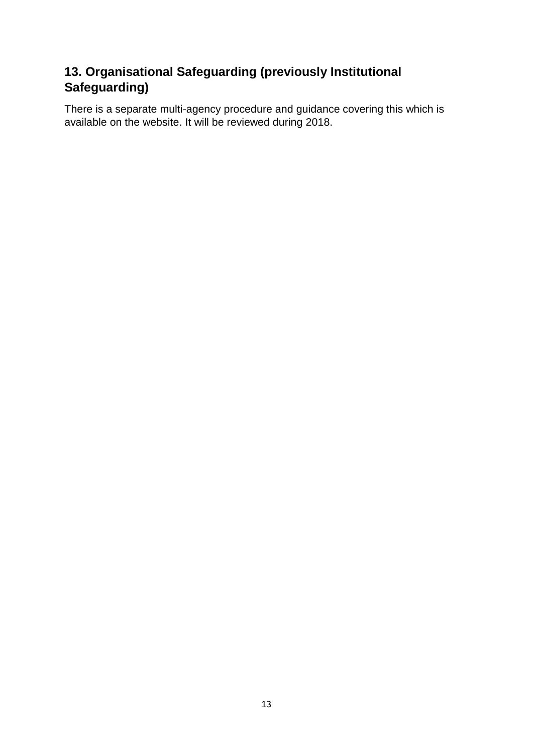## 13. Organisational Safeguarding (previously Institutional Safeguarding)

There is a separate multi-agency procedure and guidance covering this which is available on the website. It will be reviewed during 2018.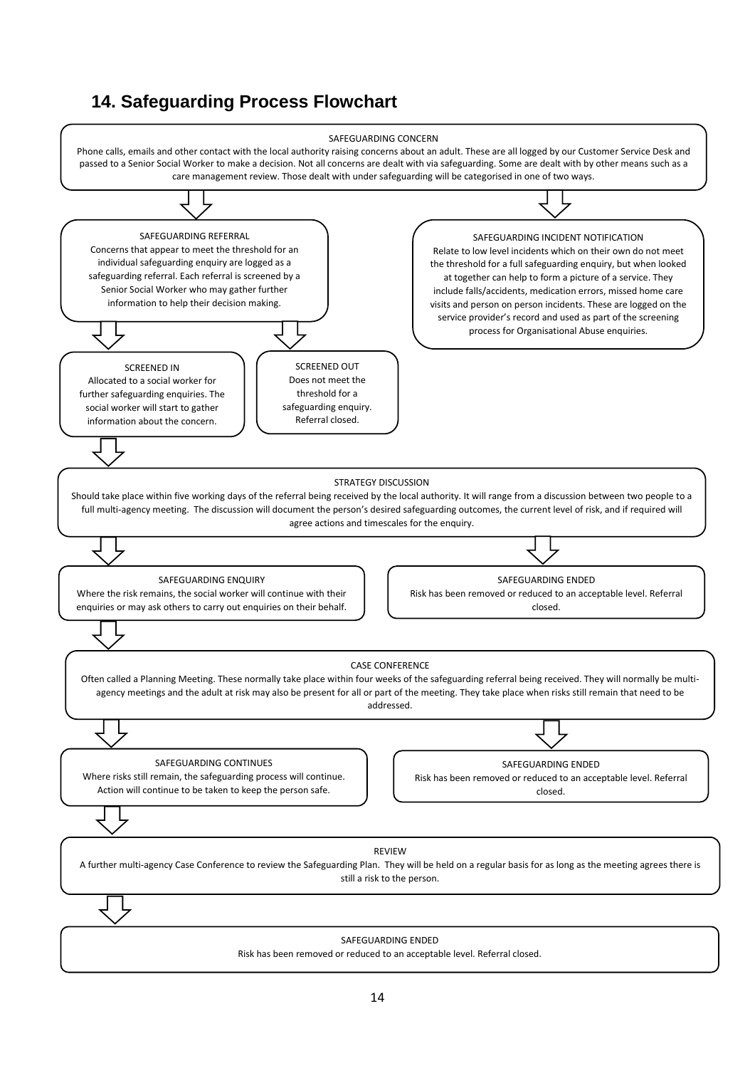## 14. Safeguarding Process Flowchart

SAFEGUARDING CONCERN

Phone calls, emails and other contact with the local authority raising concerns about an adult. These are all logged by our Customer Service Desk and passed to a Senior Social Worker to make a decision. Not all concerns are dealt with via safeguarding. Some are dealt with by other means such as a care management review. Those dealt with under safeguarding will be categorised in one of two ways.

SAFEGUARDING REFERRAL

Concerns that appear to meet the threshold for an individual safeguarding enquiry are logged as a safeguarding referral. Each referral is screened by a Senior Social Worker who may gather further information to help their decision making.

SAFEGUARDING INCIDENT NOTIFICATION

Relate to low level incidents which on their own do not meet the threshold for a full safeguarding enquiry, but when looked at together can help to form a picture of a service. They include falls/accidents, medication errors, missed home care visits and person on person incidents. These are logged on the service provider's record and used as part of the screening process for Organisational Abuse enquiries.

SCREENED IN

Allocated to a social worker for further safeguarding enquiries. The social worker will start to gather information about the concern.

SCREENED OUT

Does not meet the threshold for a safeguarding enquiry. Referral closed.

STRATEGY DISCUSSION

Should take place within five working days of the referral being received by the local authority. It will range from a discussion between two people to a full multi-agency meeting. The discussion will document the person's desired safeguarding outcomes, the current level of risk, and if required will agree actions and timescales for the enquiry.

SAFEGUARDING ENQUIRY

Where the risk remains, the social worker will continue with their enquiries or may ask others to carry out enquiries on their behalf.

SAFEGUARDING ENDED

Risk has been removed or reduced to an acceptable level. Referral closed.

CASE CONFERENCE

Often called a Planning Meeting. These normally take place within four weeks of the safeguarding referral being received. They will normally be multi-agency meetings and the adult at risk may also be present for all or part of the meeting. They take place when risks still remain that need to be addressed.

SAFEGUARDING CONTINUES

Where risks still remain, the safeguarding process will continue. Action will continue to be taken to keep the person safe.

SAFEGUARDING ENDED

Risk has been removed or reduced to an acceptable level. Referral closed.

REVIEW

A further multi-agency Case Conference to review the Safeguarding Plan. They will be held on a regular basis for as long as the meeting agrees there is still a risk to the person.

SAFEGUARDING ENDED

Risk has been removed or reduced to an acceptable level. Referral closed.